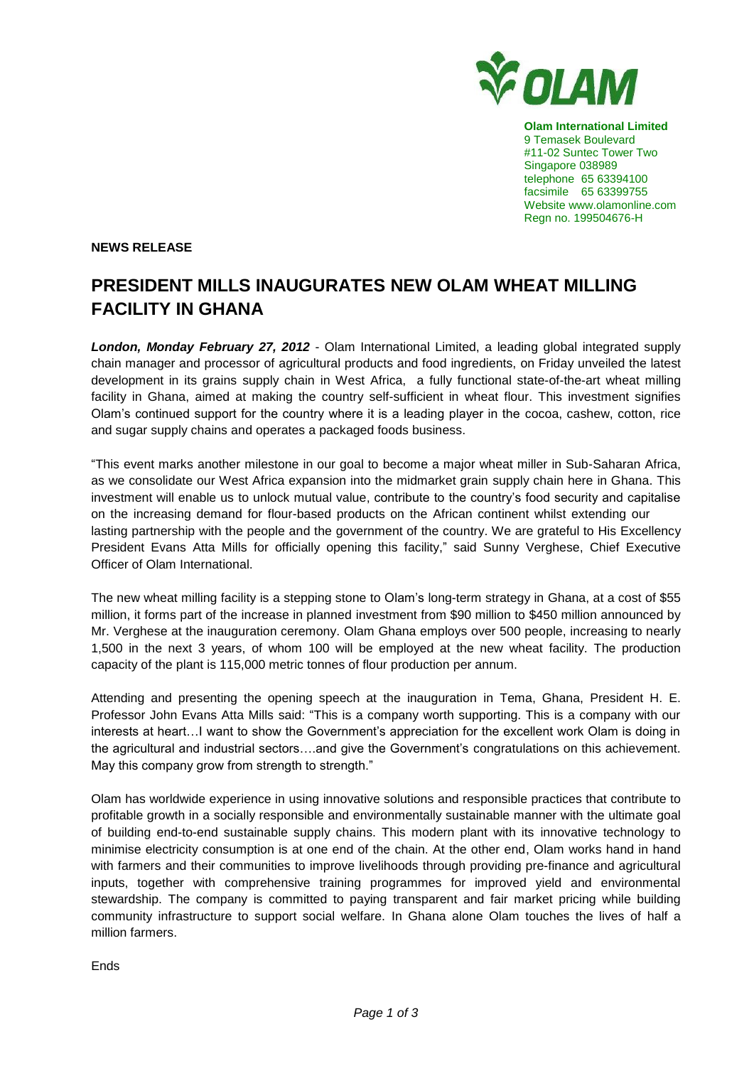**Olam International Limited**
9 Temasek Boulevard
#11-02 Suntec Tower Two
Singapore 038989
telephone 65 63394100
facsimile 65 63399755
Website www.olamonline.com
Regn no. 199504676-H

**NEWS RELEASE**

# PRESIDENT MILLS INAUGURATES NEW OLAM WHEAT MILLING FACILITY IN GHANA

***London, Monday February 27, 2012*** - Olam International Limited, a leading global integrated supply chain manager and processor of agricultural products and food ingredients, on Friday unveiled the latest development in its grains supply chain in West Africa, a fully functional state-of-the-art wheat milling facility in Ghana, aimed at making the country self-sufficient in wheat flour. This investment signifies Olam's continued support for the country where it is a leading player in the cocoa, cashew, cotton, rice and sugar supply chains and operates a packaged foods business.

"This event marks another milestone in our goal to become a major wheat miller in Sub-Saharan Africa, as we consolidate our West Africa expansion into the midmarket grain supply chain here in Ghana. This investment will enable us to unlock mutual value, contribute to the country's food security and capitalise on the increasing demand for flour-based products on the African continent whilst extending our lasting partnership with the people and the government of the country. We are grateful to His Excellency President Evans Atta Mills for officially opening this facility," said Sunny Verghese, Chief Executive Officer of Olam International.

The new wheat milling facility is a stepping stone to Olam's long-term strategy in Ghana, at a cost of $55 million, it forms part of the increase in planned investment from $90 million to $450 million announced by Mr. Verghese at the inauguration ceremony. Olam Ghana employs over 500 people, increasing to nearly 1,500 in the next 3 years, of whom 100 will be employed at the new wheat facility. The production capacity of the plant is 115,000 metric tonnes of flour production per annum.

Attending and presenting the opening speech at the inauguration in Tema, Ghana, President H. E. Professor John Evans Atta Mills said: "This is a company worth supporting. This is a company with our interests at heart…I want to show the Government's appreciation for the excellent work Olam is doing in the agricultural and industrial sectors….and give the Government's congratulations on this achievement. May this company grow from strength to strength."

Olam has worldwide experience in using innovative solutions and responsible practices that contribute to profitable growth in a socially responsible and environmentally sustainable manner with the ultimate goal of building end-to-end sustainable supply chains. This modern plant with its innovative technology to minimise electricity consumption is at one end of the chain. At the other end, Olam works hand in hand with farmers and their communities to improve livelihoods through providing pre-finance and agricultural inputs, together with comprehensive training programmes for improved yield and environmental stewardship. The company is committed to paying transparent and fair market pricing while building community infrastructure to support social welfare. In Ghana alone Olam touches the lives of half a million farmers.

Ends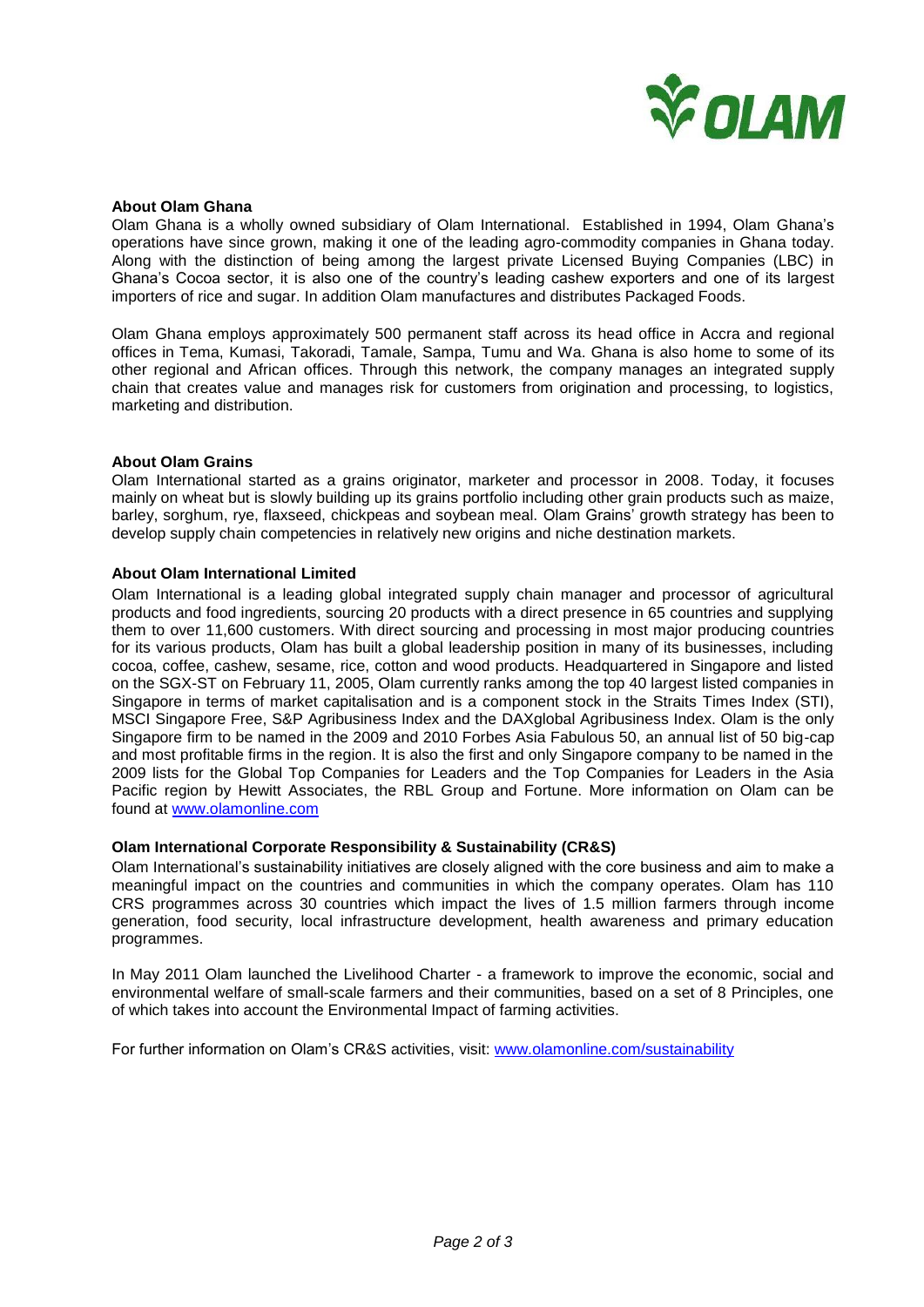**About Olam Ghana**

Olam Ghana is a wholly owned subsidiary of Olam International. Established in 1994, Olam Ghana's operations have since grown, making it one of the leading agro-commodity companies in Ghana today. Along with the distinction of being among the largest private Licensed Buying Companies (LBC) in Ghana's Cocoa sector, it is also one of the country's leading cashew exporters and one of its largest importers of rice and sugar. In addition Olam manufactures and distributes Packaged Foods.

Olam Ghana employs approximately 500 permanent staff across its head office in Accra and regional offices in Tema, Kumasi, Takoradi, Tamale, Sampa, Tumu and Wa. Ghana is also home to some of its other regional and African offices. Through this network, the company manages an integrated supply chain that creates value and manages risk for customers from origination and processing, to logistics, marketing and distribution.

**About Olam Grains**

Olam International started as a grains originator, marketer and processor in 2008. Today, it focuses mainly on wheat but is slowly building up its grains portfolio including other grain products such as maize, barley, sorghum, rye, flaxseed, chickpeas and soybean meal. Olam Grains' growth strategy has been to develop supply chain competencies in relatively new origins and niche destination markets.

**About Olam International Limited**

Olam International is a leading global integrated supply chain manager and processor of agricultural products and food ingredients, sourcing 20 products with a direct presence in 65 countries and supplying them to over 11,600 customers. With direct sourcing and processing in most major producing countries for its various products, Olam has built a global leadership position in many of its businesses, including cocoa, coffee, cashew, sesame, rice, cotton and wood products. Headquartered in Singapore and listed on the SGX-ST on February 11, 2005, Olam currently ranks among the top 40 largest listed companies in Singapore in terms of market capitalisation and is a component stock in the Straits Times Index (STI), MSCI Singapore Free, S&P Agribusiness Index and the DAXglobal Agribusiness Index. Olam is the only Singapore firm to be named in the 2009 and 2010 Forbes Asia Fabulous 50, an annual list of 50 big-cap and most profitable firms in the region. It is also the first and only Singapore company to be named in the 2009 lists for the Global Top Companies for Leaders and the Top Companies for Leaders in the Asia Pacific region by Hewitt Associates, the RBL Group and Fortune. More information on Olam can be found at www.olamonline.com

**Olam International Corporate Responsibility & Sustainability (CR&S)**

Olam International's sustainability initiatives are closely aligned with the core business and aim to make a meaningful impact on the countries and communities in which the company operates. Olam has 110 CRS programmes across 30 countries which impact the lives of 1.5 million farmers through income generation, food security, local infrastructure development, health awareness and primary education programmes.

In May 2011 Olam launched the Livelihood Charter - a framework to improve the economic, social and environmental welfare of small-scale farmers and their communities, based on a set of 8 Principles, one of which takes into account the Environmental Impact of farming activities.

For further information on Olam's CR&S activities, visit: www.olamonline.com/sustainability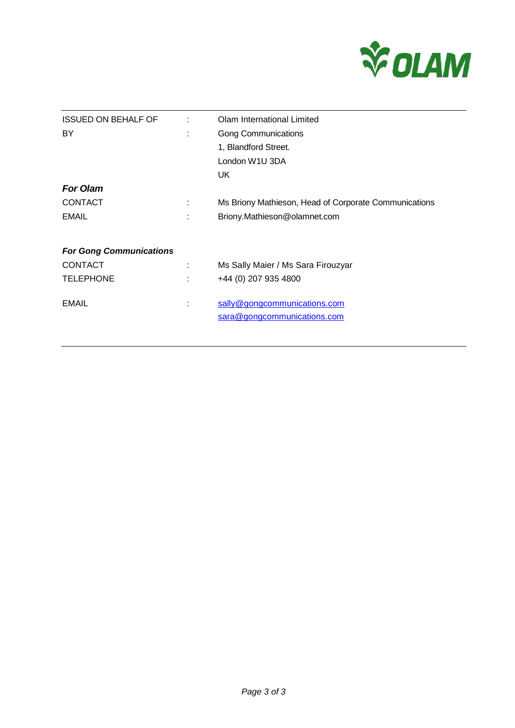| | | |
|---|---|---|
| ISSUED ON BEHALF OF | : | Olam International Limited |
| BY | : | Gong Communications<br>1, Blandford Street.<br>London W1U 3DA<br>UK |
| ***For Olam*** | | |
| CONTACT | : | Ms Briony Mathieson, Head of Corporate Communications |
| EMAIL | : | Briony.Mathieson@olamnet.com |
| ***For Gong Communications*** | | |
| CONTACT | : | Ms Sally Maier / Ms Sara Firouzyar |
| TELEPHONE | : | +44 (0) 207 935 4800 |
| EMAIL | : | sally@gongcommunications.com<br>sara@gongcommunications.com |